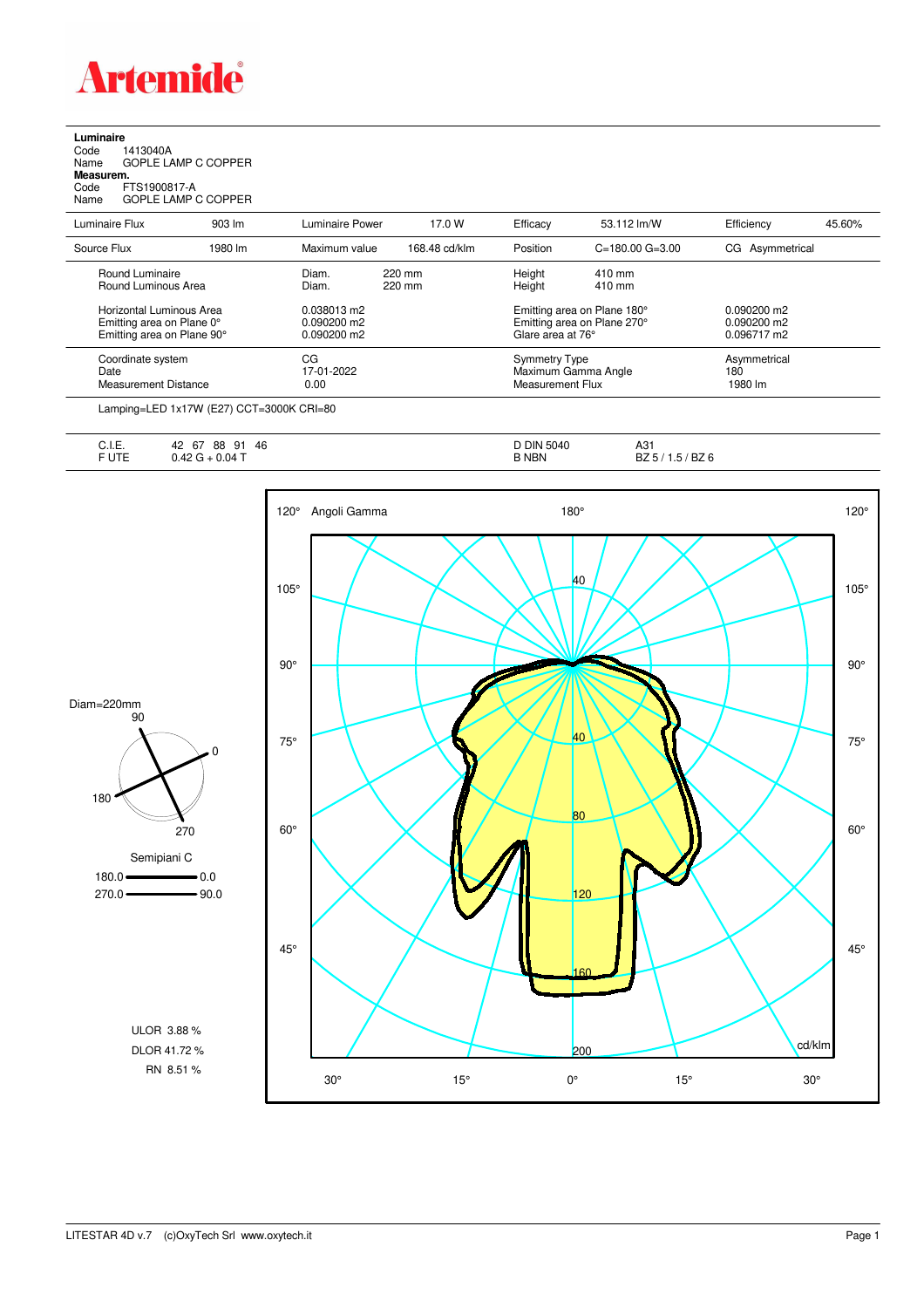# Artemide

**Luminaire**
Code 1413040A
Name GOPLE LAMP C COPPER
**Measurem.**
Code FTS1900817-A
Name GOPLE LAMP C COPPER

| Luminaire Flux | 903 lm | Luminaire Power | 17.0 W | Efficacy | 53.112 lm/W | Efficiency | 45.60% |
|---|---|---|---|---|---|---|---|
| Source Flux | 1980 lm | Maximum value | 168.48 cd/klm | Position | C=180.00 G=3.00 | CG Asymmetrical | |

| | | | |
|---|---|---|---|
| Round Luminaire | Diam. 220 mm | Height 410 mm | |
| Round Luminous Area | Diam. 220 mm | Height 410 mm | |
| Horizontal Luminous Area | 0.038013 m2 | Emitting area on Plane 180° | 0.090200 m2 |
| Emitting area on Plane 0° | 0.090200 m2 | Emitting area on Plane 270° | 0.090200 m2 |
| Emitting area on Plane 90° | 0.090200 m2 | Glare area at 76° | 0.096717 m2 |
| Coordinate system | CG | Symmetry Type | Asymmetrical |
| Date | 17-01-2022 | Maximum Gamma Angle | 180 |
| Measurement Distance | 0.00 | Measurement Flux | 1980 lm |

Lamping=LED 1x17W (E27) CCT=3000K CRI=80

| | | | |
|---|---|---|---|
| C.I.E. | 42 67 88 91 46 | D DIN 5040 | A31 |
| F UTE | 0.42 G + 0.04 T | B NBN | BZ 5 / 1.5 / BZ 6 |

Diam=220mm

Semipiani C
180.0 — 0.0
270.0 — 90.0

ULOR 3.88 %
DLOR 41.72 %
RN 8.51 %

Angoli Gamma — cd/klm

LITESTAR 4D v.7 (c)OxyTech Srl www.oxytech.it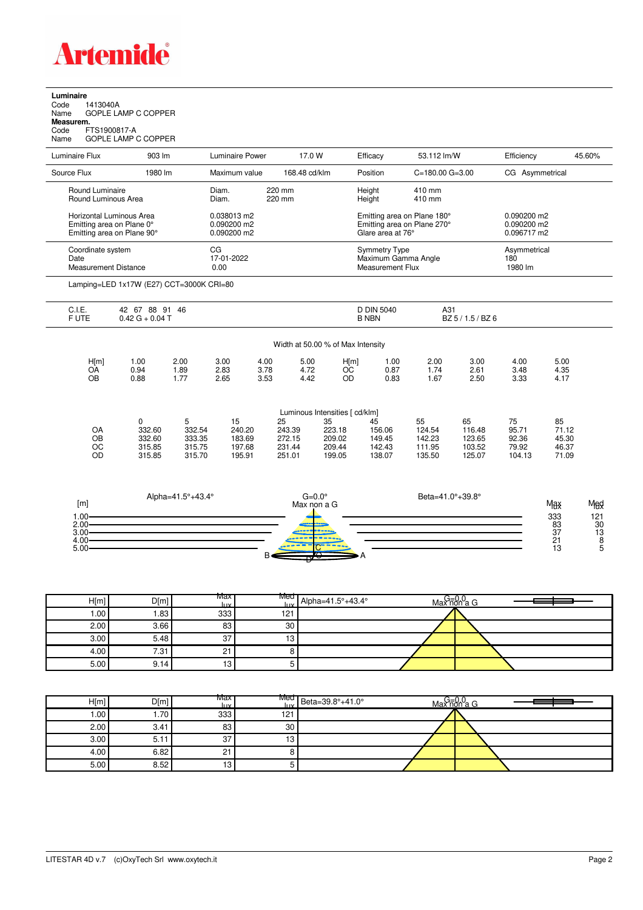**Artemide**

**Luminaire**
Code 1413040A
Name GOPLE LAMP C COPPER
**Measurem.**
Code FTS1900817-A
Name GOPLE LAMP C COPPER

| | | | | | | | |
|---|---|---|---|---|---|---|---|
| Luminaire Flux | 903 lm | Luminaire Power | 17.0 W | Efficacy | 53.112 lm/W | Efficiency | 45.60% |
| Source Flux | 1980 lm | Maximum value | 168.48 cd/klm | Position | C=180.00 G=3.00 | CG | Asymmetrical |

| | | | |
|---|---|---|---|
| Round Luminaire | Diam. 220 mm | Height | 410 mm |
| Round Luminous Area | Diam. 220 mm | Height | 410 mm |
| Horizontal Luminous Area | 0.038013 m2 | Emitting area on Plane 180° | 0.090200 m2 |
| Emitting area on Plane 0° | 0.090200 m2 | Emitting area on Plane 270° | 0.090200 m2 |
| Emitting area on Plane 90° | 0.090200 m2 | Glare area at 76° | 0.096717 m2 |
| Coordinate system | CG | Symmetry Type | Asymmetrical |
| Date | 17-01-2022 | Maximum Gamma Angle | 180 |
| Measurement Distance | 0.00 | Measurement Flux | 1980 lm |

Lamping=LED 1x17W (E27) CCT=3000K CRI=80

| | | | |
|---|---|---|---|
| C.I.E. | 42 67 88 91 46 | D DIN 5040 | A31 |
| F UTE | 0.42 G + 0.04 T | B NBN | BZ 5 / 1.5 / BZ 6 |

Width at 50.00 % of Max Intensity

| H[m] | 1.00 | 2.00 | 3.00 | 4.00 | 5.00 | H[m] | 1.00 | 2.00 | 3.00 | 4.00 | 5.00 |
|---|---|---|---|---|---|---|---|---|---|---|---|
| OA | 0.94 | 1.89 | 2.83 | 3.78 | 4.72 | OC | 0.87 | 1.74 | 2.61 | 3.48 | 4.35 |
| OB | 0.88 | 1.77 | 2.65 | 3.53 | 4.42 | OD | 0.83 | 1.67 | 2.50 | 3.33 | 4.17 |

Luminous Intensities [ cd/klm]

| | 0 | 5 | 15 | 25 | 35 | 45 | 55 | 65 | 75 | 85 |
|---|---|---|---|---|---|---|---|---|---|---|
| OA | 332.60 | 332.54 | 240.20 | 243.39 | 223.18 | 156.06 | 124.54 | 116.48 | 95.71 | 71.12 |
| OB | 332.60 | 333.35 | 183.69 | 272.15 | 209.02 | 149.45 | 142.23 | 123.65 | 92.36 | 45.30 |
| OC | 315.85 | 315.75 | 197.68 | 231.44 | 209.44 | 142.43 | 111.95 | 103.52 | 79.92 | 46.37 |
| OD | 315.85 | 315.70 | 195.91 | 251.01 | 199.05 | 138.07 | 135.50 | 125.07 | 104.13 | 71.09 |

Alpha=41.5°+43.4°
G=0.0°
Max non a G
Beta=41.0°+39.8°
[m]
1.00
2.00
3.00
4.00
5.00
B
D
C
O
A
Max lux
333
83
37
21
13
Med lux
121
30
13
8
5

| H[m] | D[m] | Max lux | Med lux | Alpha=41.5°+43.4° |
|---|---|---|---|---|
| 1.00 | 1.83 | 333 | 121 | |
| 2.00 | 3.66 | 83 | 30 | |
| 3.00 | 5.48 | 37 | 13 | |
| 4.00 | 7.31 | 21 | 8 | |
| 5.00 | 9.14 | 13 | 5 | |

| H[m] | D[m] | Max lux | Med lux | Beta=39.8°+41.0° |
|---|---|---|---|---|
| 1.00 | 1.70 | 333 | 121 | |
| 2.00 | 3.41 | 83 | 30 | |
| 3.00 | 5.11 | 37 | 13 | |
| 4.00 | 6.82 | 21 | 8 | |
| 5.00 | 8.52 | 13 | 5 | |

LITESTAR 4D v.7 (c)OxyTech Srl www.oxytech.it